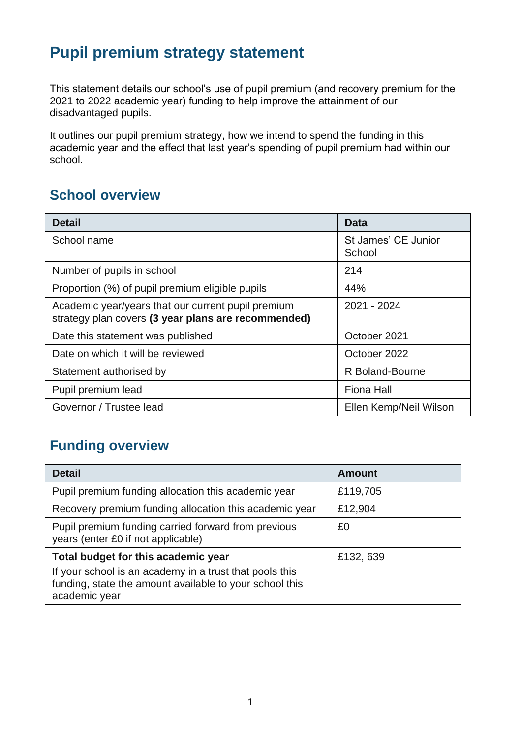# Pupil premium strategy statement

This statement details our school's use of pupil premium (and recovery premium for the 2021 to 2022 academic year) funding to help improve the attainment of our disadvantaged pupils.

It outlines our pupil premium strategy, how we intend to spend the funding in this academic year and the effect that last year's spending of pupil premium had within our school.

## School overview

| Detail | Data |
|---|---|
| School name | St James' CE Junior School |
| Number of pupils in school | 214 |
| Proportion (%) of pupil premium eligible pupils | 44% |
| Academic year/years that our current pupil premium strategy plan covers **(3 year plans are recommended)** | 2021 - 2024 |
| Date this statement was published | October 2021 |
| Date on which it will be reviewed | October 2022 |
| Statement authorised by | R Boland-Bourne |
| Pupil premium lead | Fiona Hall |
| Governor / Trustee lead | Ellen Kemp/Neil Wilson |

## Funding overview

| Detail | Amount |
|---|---|
| Pupil premium funding allocation this academic year | £119,705 |
| Recovery premium funding allocation this academic year | £12,904 |
| Pupil premium funding carried forward from previous years (enter £0 if not applicable) | £0 |
| **Total budget for this academic year**<br>If your school is an academy in a trust that pools this funding, state the amount available to your school this academic year | £132, 639 |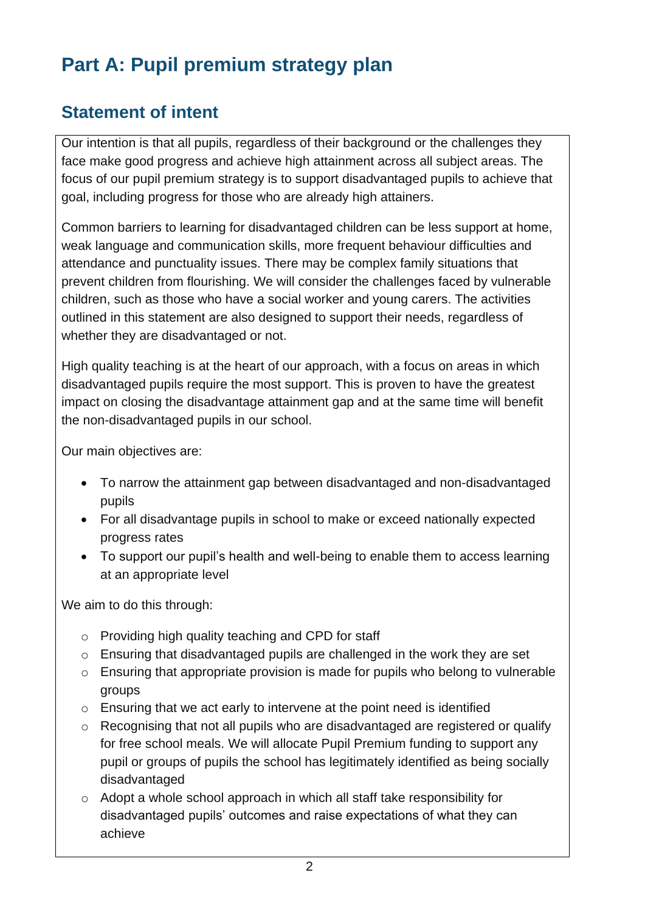# Part A: Pupil premium strategy plan

## Statement of intent

Our intention is that all pupils, regardless of their background or the challenges they face make good progress and achieve high attainment across all subject areas. The focus of our pupil premium strategy is to support disadvantaged pupils to achieve that goal, including progress for those who are already high attainers.

Common barriers to learning for disadvantaged children can be less support at home, weak language and communication skills, more frequent behaviour difficulties and attendance and punctuality issues. There may be complex family situations that prevent children from flourishing. We will consider the challenges faced by vulnerable children, such as those who have a social worker and young carers. The activities outlined in this statement are also designed to support their needs, regardless of whether they are disadvantaged or not.

High quality teaching is at the heart of our approach, with a focus on areas in which disadvantaged pupils require the most support. This is proven to have the greatest impact on closing the disadvantage attainment gap and at the same time will benefit the non-disadvantaged pupils in our school.

Our main objectives are:

- To narrow the attainment gap between disadvantaged and non-disadvantaged pupils
- For all disadvantage pupils in school to make or exceed nationally expected progress rates
- To support our pupil's health and well-being to enable them to access learning at an appropriate level

We aim to do this through:

- Providing high quality teaching and CPD for staff
- Ensuring that disadvantaged pupils are challenged in the work they are set
- Ensuring that appropriate provision is made for pupils who belong to vulnerable groups
- Ensuring that we act early to intervene at the point need is identified
- Recognising that not all pupils who are disadvantaged are registered or qualify for free school meals. We will allocate Pupil Premium funding to support any pupil or groups of pupils the school has legitimately identified as being socially disadvantaged
- Adopt a whole school approach in which all staff take responsibility for disadvantaged pupils' outcomes and raise expectations of what they can achieve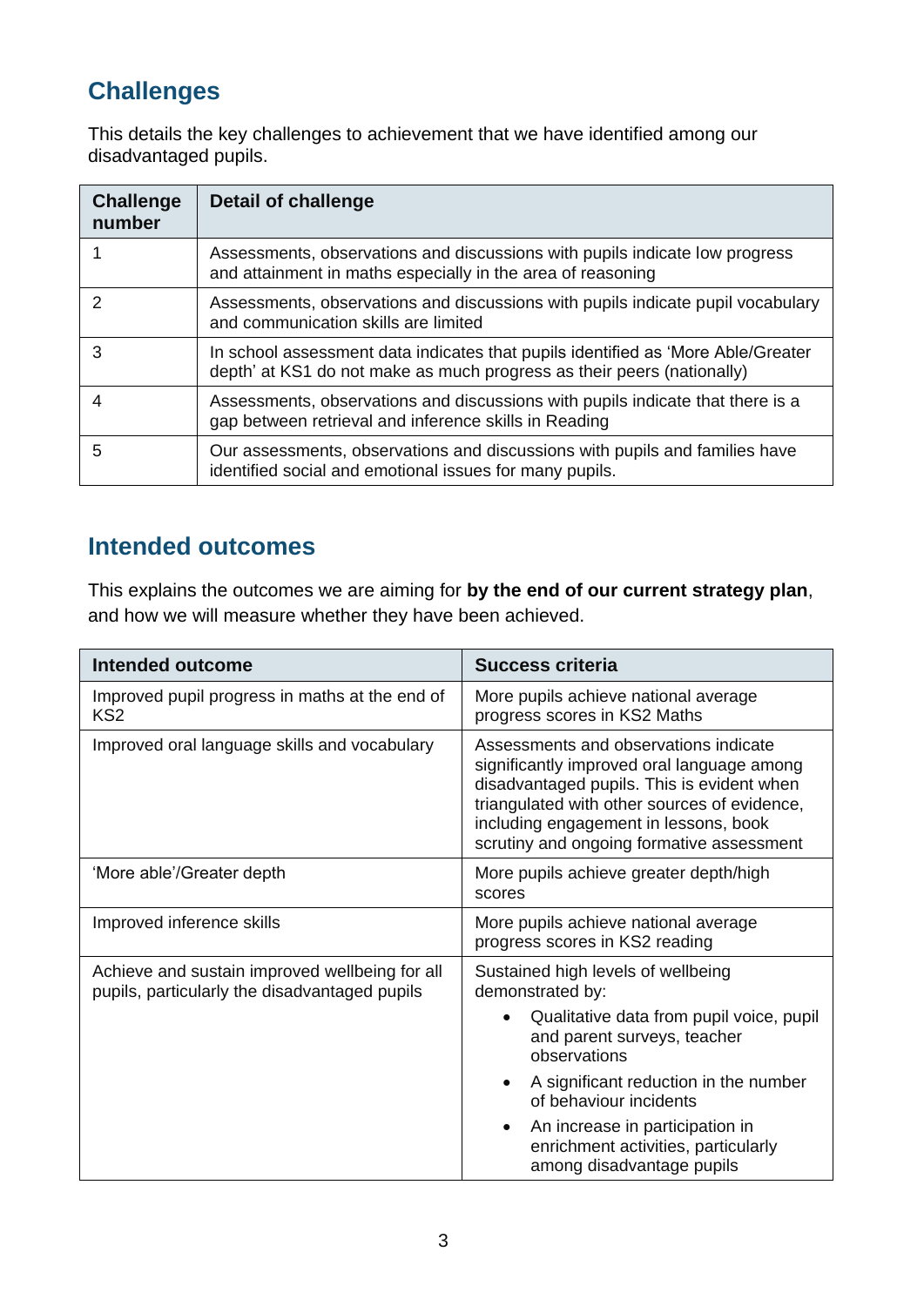## Challenges

This details the key challenges to achievement that we have identified among our disadvantaged pupils.

| Challenge number | Detail of challenge |
|---|---|
| 1 | Assessments, observations and discussions with pupils indicate low progress and attainment in maths especially in the area of reasoning |
| 2 | Assessments, observations and discussions with pupils indicate pupil vocabulary and communication skills are limited |
| 3 | In school assessment data indicates that pupils identified as 'More Able/Greater depth' at KS1 do not make as much progress as their peers (nationally) |
| 4 | Assessments, observations and discussions with pupils indicate that there is a gap between retrieval and inference skills in Reading |
| 5 | Our assessments, observations and discussions with pupils and families have identified social and emotional issues for many pupils. |

## Intended outcomes

This explains the outcomes we are aiming for **by the end of our current strategy plan**, and how we will measure whether they have been achieved.

| Intended outcome | Success criteria |
|---|---|
| Improved pupil progress in maths at the end of KS2 | More pupils achieve national average progress scores in KS2 Maths |
| Improved oral language skills and vocabulary | Assessments and observations indicate significantly improved oral language among disadvantaged pupils. This is evident when triangulated with other sources of evidence, including engagement in lessons, book scrutiny and ongoing formative assessment |
| 'More able'/Greater depth | More pupils achieve greater depth/high scores |
| Improved inference skills | More pupils achieve national average progress scores in KS2 reading |
| Achieve and sustain improved wellbeing for all pupils, particularly the disadvantaged pupils | Sustained high levels of wellbeing demonstrated by:<br>• Qualitative data from pupil voice, pupil and parent surveys, teacher observations<br>• A significant reduction in the number of behaviour incidents<br>• An increase in participation in enrichment activities, particularly among disadvantage pupils |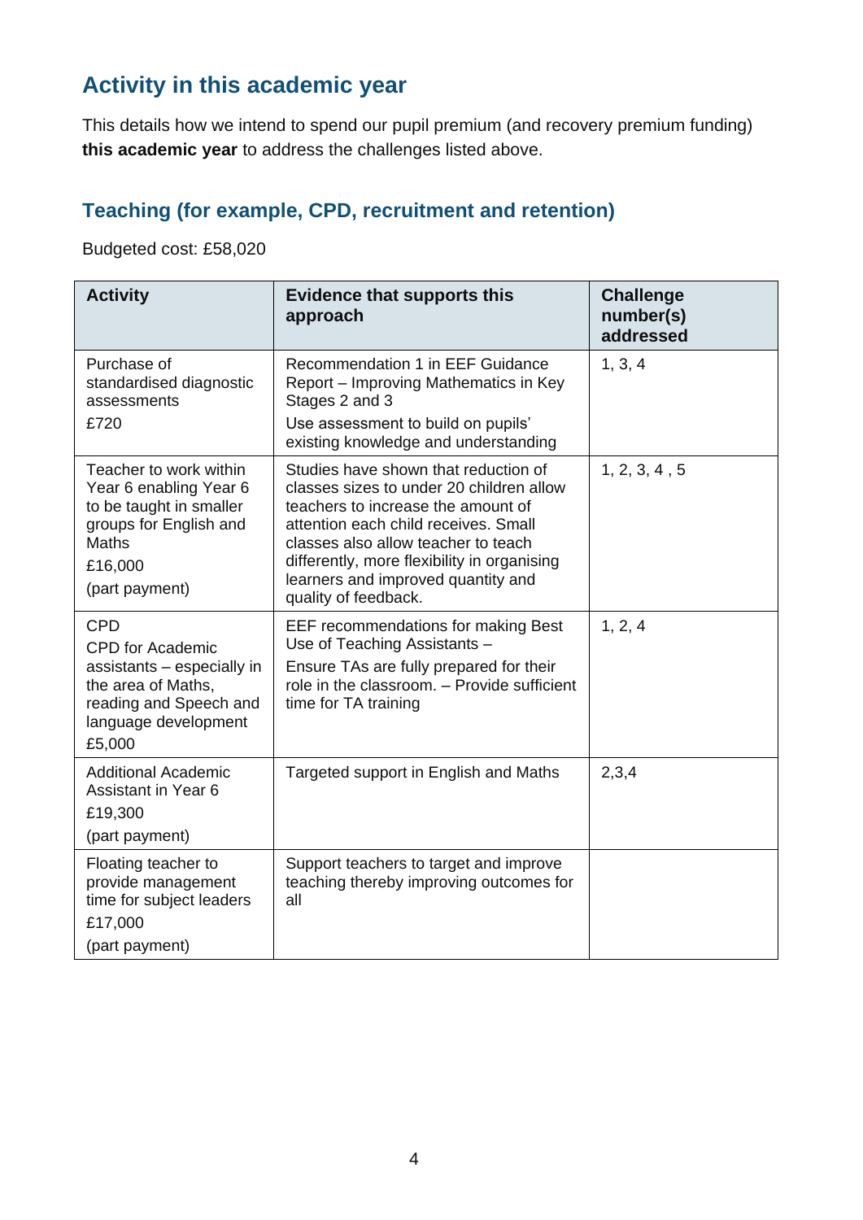## Activity in this academic year

This details how we intend to spend our pupil premium (and recovery premium funding) **this academic year** to address the challenges listed above.

### Teaching (for example, CPD, recruitment and retention)

Budgeted cost: £58,020

| Activity | Evidence that supports this approach | Challenge number(s) addressed |
|---|---|---|
| Purchase of standardised diagnostic assessments<br>£720 | Recommendation 1 in EEF Guidance Report – Improving Mathematics in Key Stages 2 and 3<br>Use assessment to build on pupils' existing knowledge and understanding | 1, 3, 4 |
| Teacher to work within Year 6 enabling Year 6 to be taught in smaller groups for English and Maths<br>£16,000<br>(part payment) | Studies have shown that reduction of classes sizes to under 20 children allow teachers to increase the amount of attention each child receives. Small classes also allow teacher to teach differently, more flexibility in organising learners and improved quantity and quality of feedback. | 1, 2, 3, 4 , 5 |
| CPD<br>CPD for Academic assistants – especially in the area of Maths, reading and Speech and language development<br>£5,000 | EEF recommendations for making Best Use of Teaching Assistants –<br>Ensure TAs are fully prepared for their role in the classroom. – Provide sufficient time for TA training | 1, 2, 4 |
| Additional Academic Assistant in Year 6<br>£19,300<br>(part payment) | Targeted support in English and Maths | 2,3,4 |
| Floating teacher to provide management time for subject leaders<br>£17,000<br>(part payment) | Support teachers to target and improve teaching thereby improving outcomes for all | |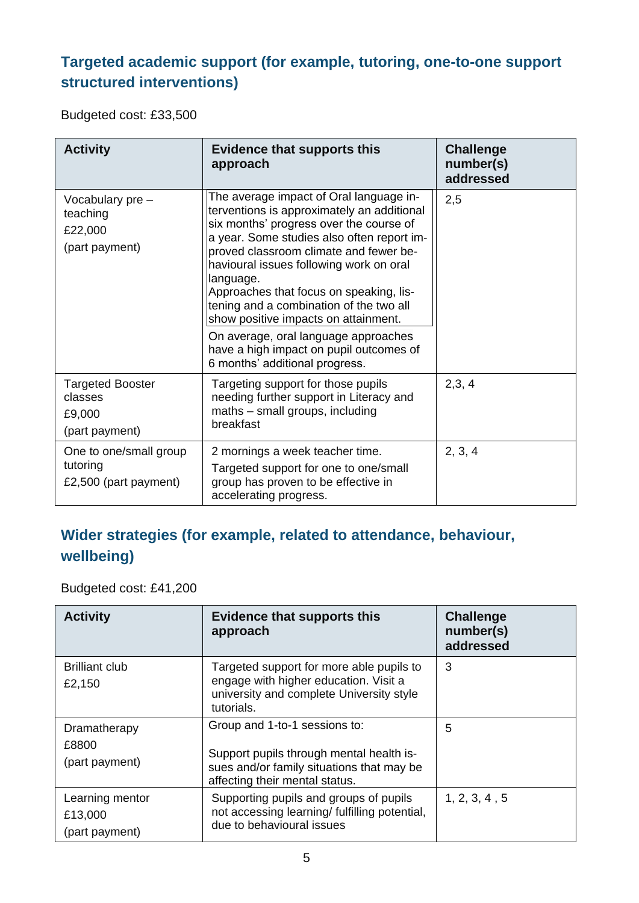### Targeted academic support (for example, tutoring, one-to-one support structured interventions)

Budgeted cost: £33,500

| Activity | Evidence that supports this approach | Challenge number(s) addressed |
|---|---|---|
| Vocabulary pre – teaching<br>£22,000<br>(part payment) | The average impact of Oral language interventions is approximately an additional six months' progress over the course of a year. Some studies also often report improved classroom climate and fewer behavioural issues following work on oral language.<br>Approaches that focus on speaking, listening and a combination of the two all show positive impacts on attainment.<br>On average, oral language approaches have a high impact on pupil outcomes of 6 months' additional progress. | 2,5 |
| Targeted Booster classes<br>£9,000<br>(part payment) | Targeting support for those pupils needing further support in Literacy and maths – small groups, including breakfast | 2,3, 4 |
| One to one/small group tutoring<br>£2,500 (part payment) | 2 mornings a week teacher time.<br>Targeted support for one to one/small group has proven to be effective in accelerating progress. | 2, 3, 4 |

### Wider strategies (for example, related to attendance, behaviour, wellbeing)

Budgeted cost: £41,200

| Activity | Evidence that supports this approach | Challenge number(s) addressed |
|---|---|---|
| Brilliant club<br>£2,150 | Targeted support for more able pupils to engage with higher education. Visit a university and complete University style tutorials. | 3 |
| Dramatherapy<br>£8800<br>(part payment) | Group and 1-to-1 sessions to:<br>Support pupils through mental health issues and/or family situations that may be affecting their mental status. | 5 |
| Learning mentor<br>£13,000<br>(part payment) | Supporting pupils and groups of pupils not accessing learning/ fulfilling potential, due to behavioural issues | 1, 2, 3, 4 , 5 |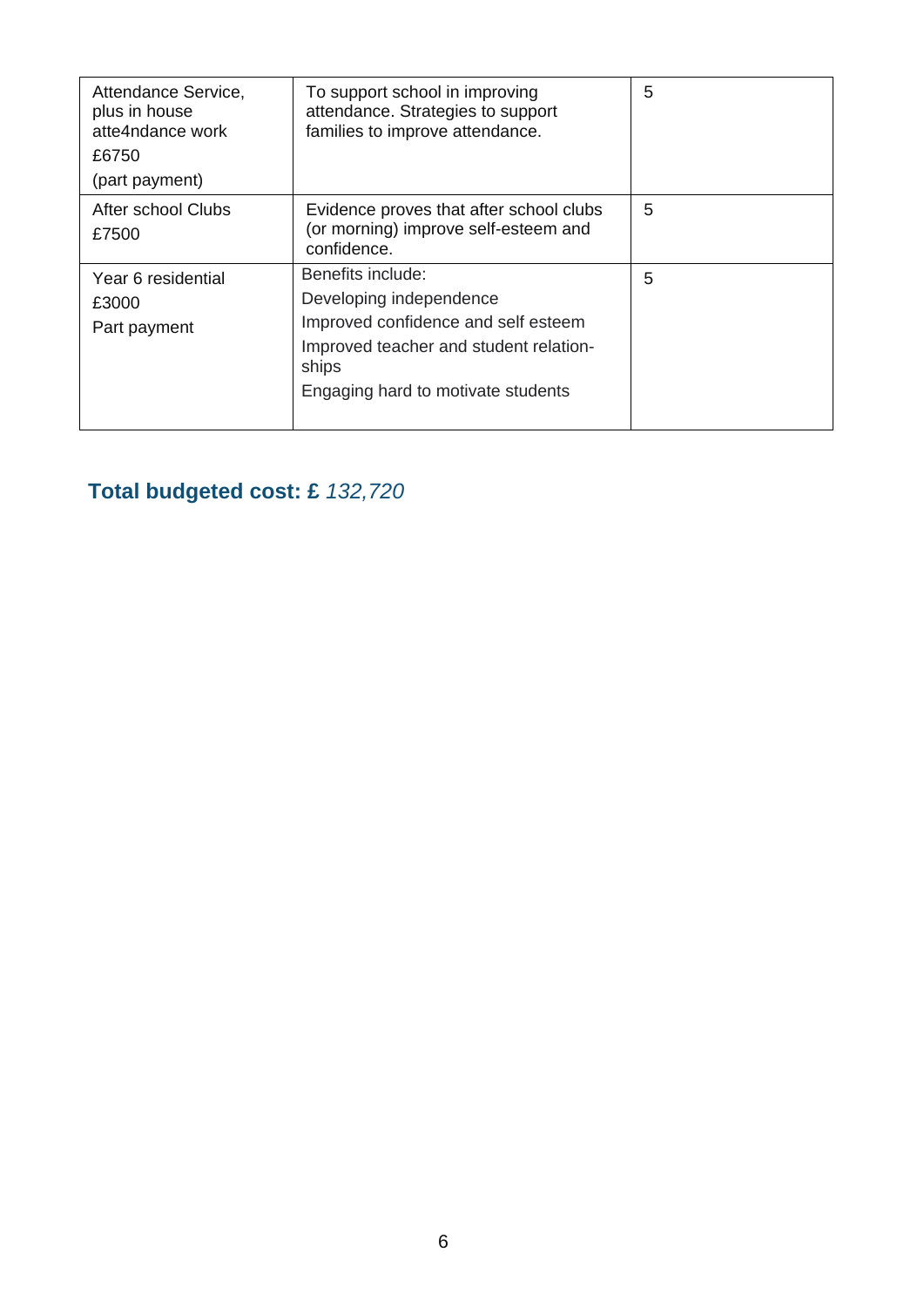| | | |
|---|---|---|
| Attendance Service, plus in house atte4ndance work<br>£6750<br>(part payment) | To support school in improving attendance. Strategies to support families to improve attendance. | 5 |
| After school Clubs<br>£7500 | Evidence proves that after school clubs (or morning) improve self-esteem and confidence. | 5 |
| Year 6 residential<br>£3000<br>Part payment | Benefits include:<br>Developing independence<br>Improved confidence and self esteem<br>Improved teacher and student relation-ships<br>Engaging hard to motivate students | 5 |

**Total budgeted cost: £** *132,720*